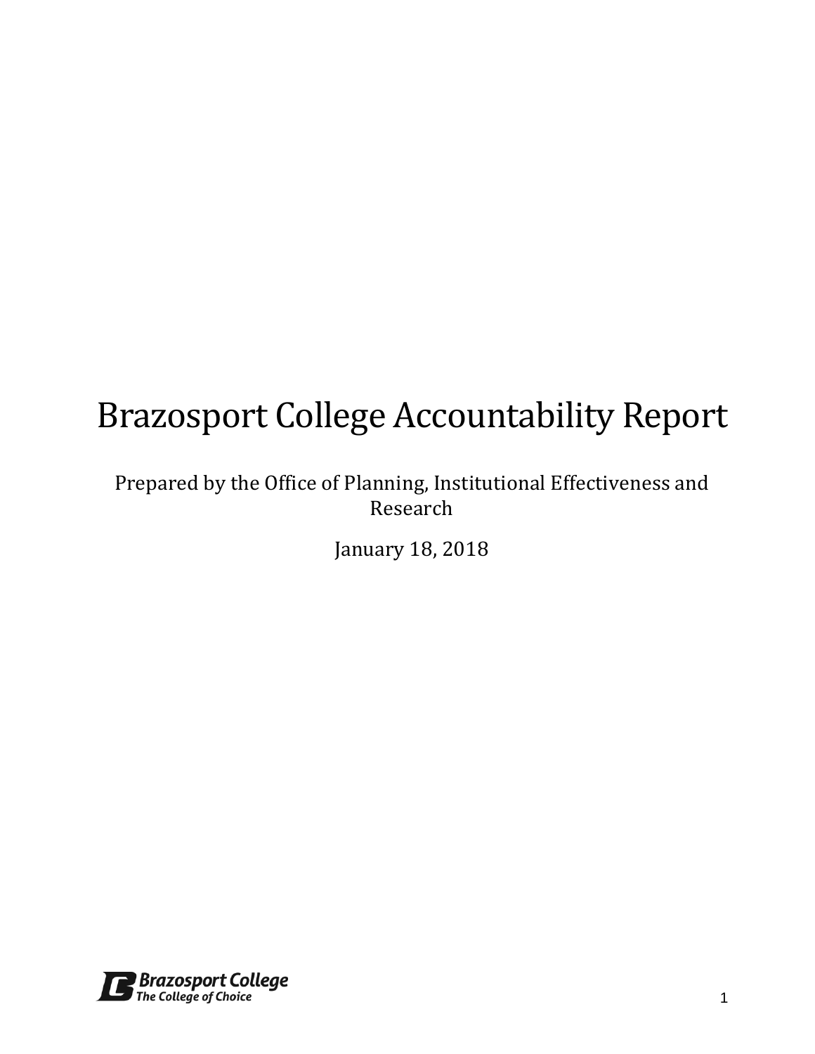# Brazosport College Accountability Report

Prepared by the Office of Planning, Institutional Effectiveness and Research

January 18, 2018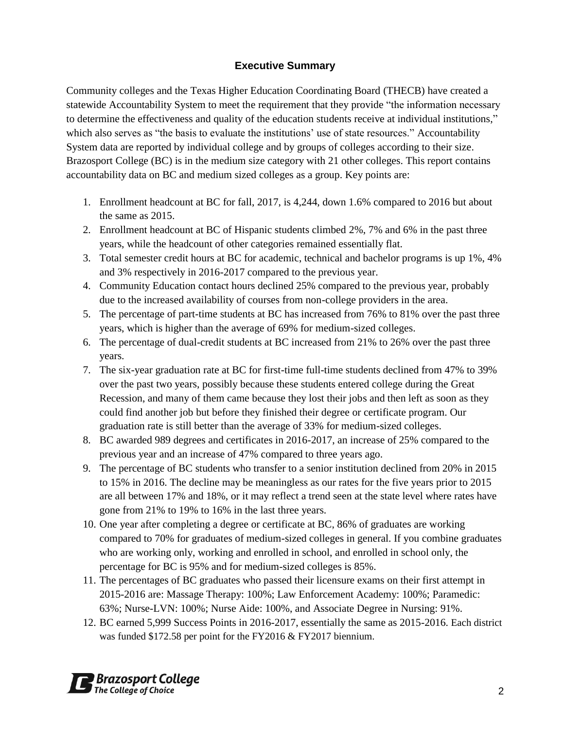## Executive Summary

Community colleges and the Texas Higher Education Coordinating Board (THECB) have created a statewide Accountability System to meet the requirement that they provide "the information necessary to determine the effectiveness and quality of the education students receive at individual institutions," which also serves as "the basis to evaluate the institutions' use of state resources." Accountability System data are reported by individual college and by groups of colleges according to their size. Brazosport College (BC) is in the medium size category with 21 other colleges. This report contains accountability data on BC and medium sized colleges as a group. Key points are:

1. Enrollment headcount at BC for fall, 2017, is 4,244, down 1.6% compared to 2016 but about the same as 2015.
2. Enrollment headcount at BC of Hispanic students climbed 2%, 7% and 6% in the past three years, while the headcount of other categories remained essentially flat.
3. Total semester credit hours at BC for academic, technical and bachelor programs is up 1%, 4% and 3% respectively in 2016-2017 compared to the previous year.
4. Community Education contact hours declined 25% compared to the previous year, probably due to the increased availability of courses from non-college providers in the area.
5. The percentage of part-time students at BC has increased from 76% to 81% over the past three years, which is higher than the average of 69% for medium-sized colleges.
6. The percentage of dual-credit students at BC increased from 21% to 26% over the past three years.
7. The six-year graduation rate at BC for first-time full-time students declined from 47% to 39% over the past two years, possibly because these students entered college during the Great Recession, and many of them came because they lost their jobs and then left as soon as they could find another job but before they finished their degree or certificate program. Our graduation rate is still better than the average of 33% for medium-sized colleges.
8. BC awarded 989 degrees and certificates in 2016-2017, an increase of 25% compared to the previous year and an increase of 47% compared to three years ago.
9. The percentage of BC students who transfer to a senior institution declined from 20% in 2015 to 15% in 2016. The decline may be meaningless as our rates for the five years prior to 2015 are all between 17% and 18%, or it may reflect a trend seen at the state level where rates have gone from 21% to 19% to 16% in the last three years.
10. One year after completing a degree or certificate at BC, 86% of graduates are working compared to 70% for graduates of medium-sized colleges in general. If you combine graduates who are working only, working and enrolled in school, and enrolled in school only, the percentage for BC is 95% and for medium-sized colleges is 85%.
11. The percentages of BC graduates who passed their licensure exams on their first attempt in 2015-2016 are: Massage Therapy: 100%; Law Enforcement Academy: 100%; Paramedic: 63%; Nurse-LVN: 100%; Nurse Aide: 100%, and Associate Degree in Nursing: 91%.
12. BC earned 5,999 Success Points in 2016-2017, essentially the same as 2015-2016. Each district was funded $172.58 per point for the FY2016 & FY2017 biennium.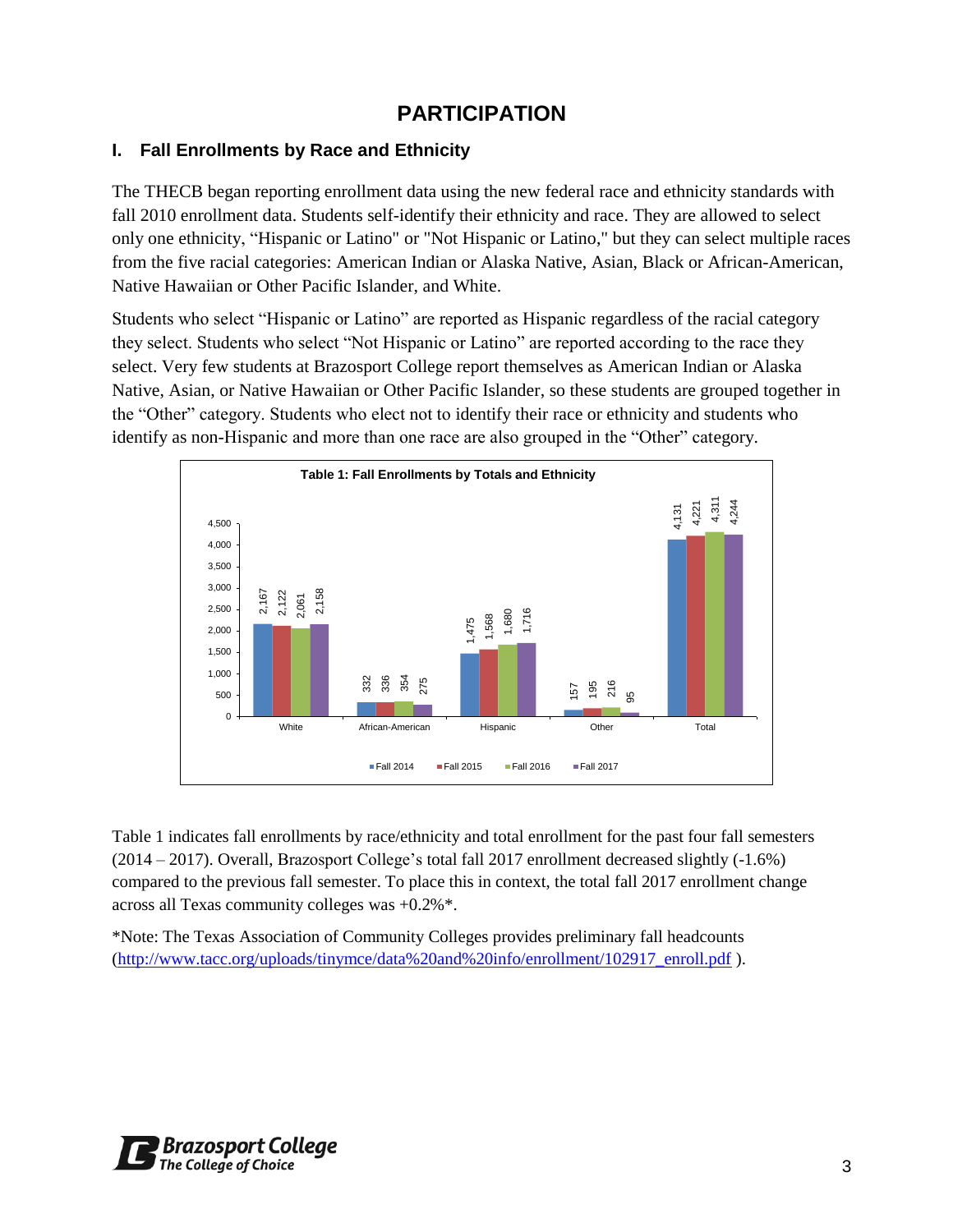# PARTICIPATION

## I. Fall Enrollments by Race and Ethnicity

The THECB began reporting enrollment data using the new federal race and ethnicity standards with fall 2010 enrollment data. Students self-identify their ethnicity and race. They are allowed to select only one ethnicity, "Hispanic or Latino" or "Not Hispanic or Latino," but they can select multiple races from the five racial categories: American Indian or Alaska Native, Asian, Black or African-American, Native Hawaiian or Other Pacific Islander, and White.

Students who select "Hispanic or Latino" are reported as Hispanic regardless of the racial category they select. Students who select "Not Hispanic or Latino" are reported according to the race they select. Very few students at Brazosport College report themselves as American Indian or Alaska Native, Asian, or Native Hawaiian or Other Pacific Islander, so these students are grouped together in the "Other" category. Students who elect not to identify their race or ethnicity and students who identify as non-Hispanic and more than one race are also grouped in the "Other" category.

**Table 1: Fall Enrollments by Totals and Ethnicity**

| | Fall 2014 | Fall 2015 | Fall 2016 | Fall 2017 |
|---|---|---|---|---|
| White | 2,167 | 2,122 | 2,061 | 2,158 |
| African-American | 332 | 336 | 354 | 275 |
| Hispanic | 1,475 | 1,568 | 1,680 | 1,716 |
| Other | 157 | 195 | 216 | 95 |
| Total | 4,131 | 4,221 | 4,311 | 4,244 |

Table 1 indicates fall enrollments by race/ethnicity and total enrollment for the past four fall semesters (2014 – 2017). Overall, Brazosport College's total fall 2017 enrollment decreased slightly (-1.6%) compared to the previous fall semester. To place this in context, the total fall 2017 enrollment change across all Texas community colleges was +0.2%*.

*Note: The Texas Association of Community Colleges provides preliminary fall headcounts (http://www.tacc.org/uploads/tinymce/data%20and%20info/enrollment/102917_enroll.pdf ).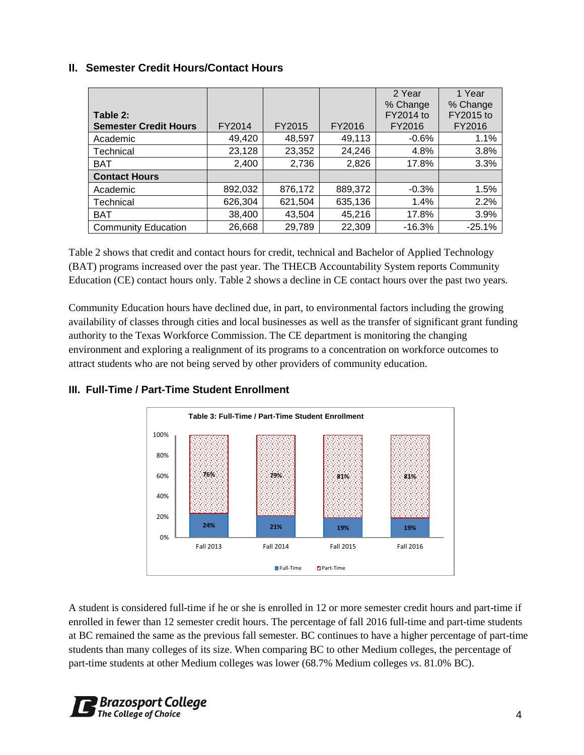## II. Semester Credit Hours/Contact Hours

| Table 2: Semester Credit Hours | FY2014 | FY2015 | FY2016 | 2 Year % Change FY2014 to FY2016 | 1 Year % Change FY2015 to FY2016 |
|---|---|---|---|---|---|
| Academic | 49,420 | 48,597 | 49,113 | -0.6% | 1.1% |
| Technical | 23,128 | 23,352 | 24,246 | 4.8% | 3.8% |
| BAT | 2,400 | 2,736 | 2,826 | 17.8% | 3.3% |
| **Contact Hours** | | | | | |
| Academic | 892,032 | 876,172 | 889,372 | -0.3% | 1.5% |
| Technical | 626,304 | 621,504 | 635,136 | 1.4% | 2.2% |
| BAT | 38,400 | 43,504 | 45,216 | 17.8% | 3.9% |
| Community Education | 26,668 | 29,789 | 22,309 | -16.3% | -25.1% |

Table 2 shows that credit and contact hours for credit, technical and Bachelor of Applied Technology (BAT) programs increased over the past year. The THECB Accountability System reports Community Education (CE) contact hours only. Table 2 shows a decline in CE contact hours over the past two years.

Community Education hours have declined due, in part, to environmental factors including the growing availability of classes through cities and local businesses as well as the transfer of significant grant funding authority to the Texas Workforce Commission. The CE department is monitoring the changing environment and exploring a realignment of its programs to a concentration on workforce outcomes to attract students who are not being served by other providers of community education.

## III. Full-Time / Part-Time Student Enrollment

**Table 3: Full-Time / Part-Time Student Enrollment**

| | Fall 2013 | Fall 2014 | Fall 2015 | Fall 2016 |
|---|---|---|---|---|
| Full-Time | 24% | 21% | 19% | 19% |
| Part-Time | 76% | 79% | 81% | 81% |

A student is considered full-time if he or she is enrolled in 12 or more semester credit hours and part-time if enrolled in fewer than 12 semester credit hours. The percentage of fall 2016 full-time and part-time students at BC remained the same as the previous fall semester. BC continues to have a higher percentage of part-time students than many colleges of its size. When comparing BC to other Medium colleges, the percentage of part-time students at other Medium colleges was lower (68.7% Medium colleges *vs*. 81.0% BC).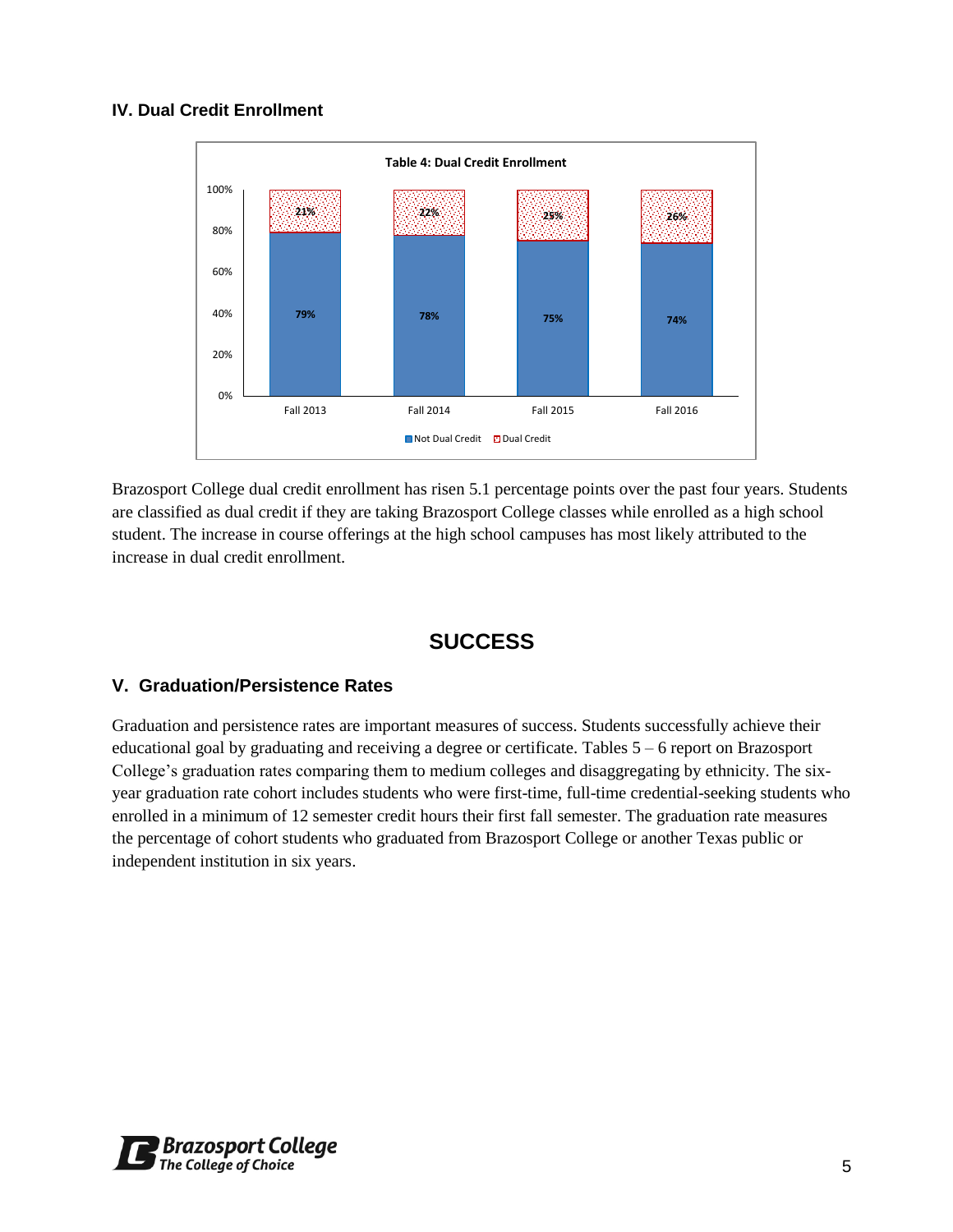## IV. Dual Credit Enrollment

**Table 4: Dual Credit Enrollment**

| | Fall 2013 | Fall 2014 | Fall 2015 | Fall 2016 |
|---|---|---|---|---|
| Not Dual Credit | 79% | 78% | 75% | 74% |
| Dual Credit | 21% | 22% | 25% | 26% |

Brazosport College dual credit enrollment has risen 5.1 percentage points over the past four years. Students are classified as dual credit if they are taking Brazosport College classes while enrolled as a high school student. The increase in course offerings at the high school campuses has most likely attributed to the increase in dual credit enrollment.

# SUCCESS

## V. Graduation/Persistence Rates

Graduation and persistence rates are important measures of success. Students successfully achieve their educational goal by graduating and receiving a degree or certificate. Tables 5 – 6 report on Brazosport College's graduation rates comparing them to medium colleges and disaggregating by ethnicity. The six-year graduation rate cohort includes students who were first-time, full-time credential-seeking students who enrolled in a minimum of 12 semester credit hours their first fall semester. The graduation rate measures the percentage of cohort students who graduated from Brazosport College or another Texas public or independent institution in six years.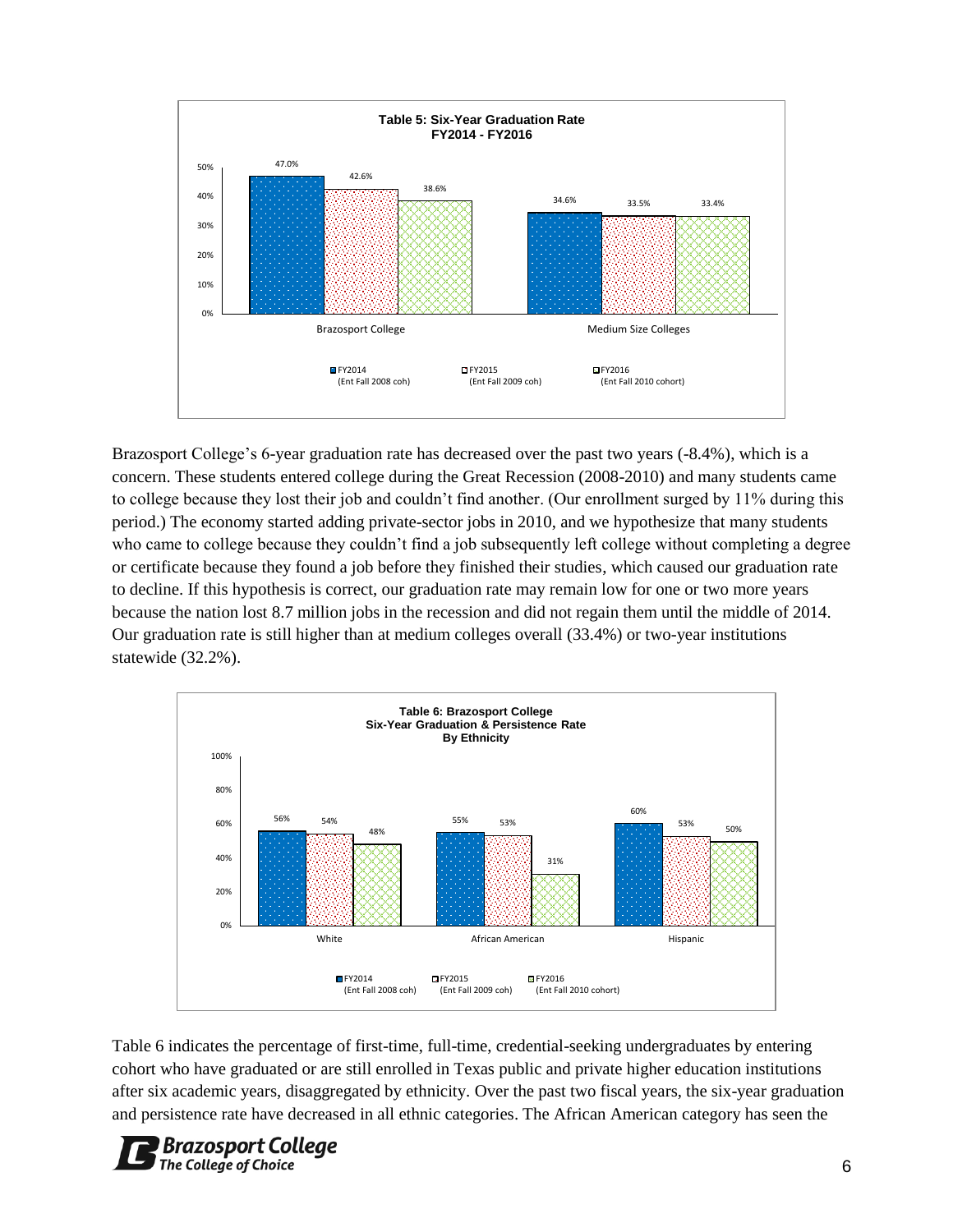**Table 5: Six-Year Graduation Rate**
**FY2014 - FY2016**

| | FY2014 (Ent Fall 2008 coh) | FY2015 (Ent Fall 2009 coh) | FY2016 (Ent Fall 2010 cohort) |
|---|---|---|---|
| Brazosport College | 47.0% | 42.6% | 38.6% |
| Medium Size Colleges | 34.6% | 33.5% | 33.4% |

Brazosport College's 6-year graduation rate has decreased over the past two years (-8.4%), which is a concern. These students entered college during the Great Recession (2008-2010) and many students came to college because they lost their job and couldn't find another. (Our enrollment surged by 11% during this period.) The economy started adding private-sector jobs in 2010, and we hypothesize that many students who came to college because they couldn't find a job subsequently left college without completing a degree or certificate because they found a job before they finished their studies, which caused our graduation rate to decline. If this hypothesis is correct, our graduation rate may remain low for one or two more years because the nation lost 8.7 million jobs in the recession and did not regain them until the middle of 2014. Our graduation rate is still higher than at medium colleges overall (33.4%) or two-year institutions statewide (32.2%).

**Table 6: Brazosport College**
**Six-Year Graduation & Persistence Rate**
**By Ethnicity**

| | FY2014 (Ent Fall 2008 coh) | FY2015 (Ent Fall 2009 coh) | FY2016 (Ent Fall 2010 cohort) |
|---|---|---|---|
| White | 56% | 54% | 48% |
| African American | 55% | 53% | 31% |
| Hispanic | 60% | 53% | 50% |

Table 6 indicates the percentage of first-time, full-time, credential-seeking undergraduates by entering cohort who have graduated or are still enrolled in Texas public and private higher education institutions after six academic years, disaggregated by ethnicity. Over the past two fiscal years, the six-year graduation and persistence rate have decreased in all ethnic categories. The African American category has seen the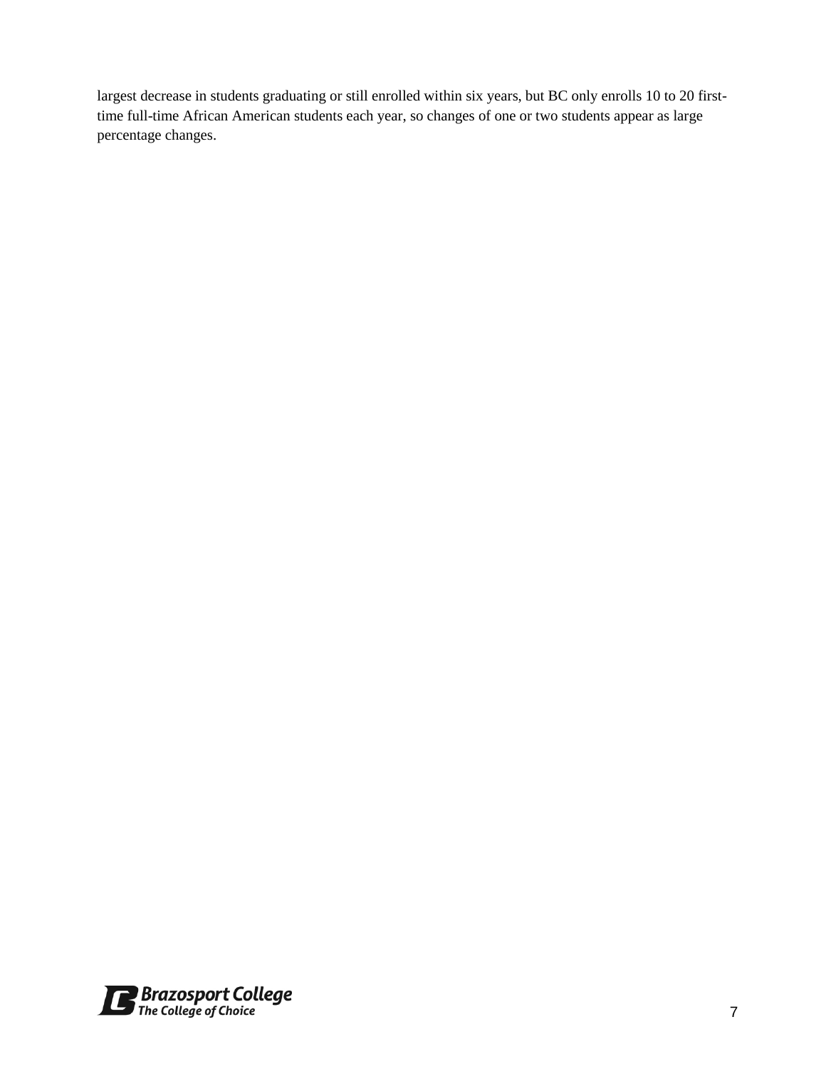largest decrease in students graduating or still enrolled within six years, but BC only enrolls 10 to 20 first-time full-time African American students each year, so changes of one or two students appear as large percentage changes.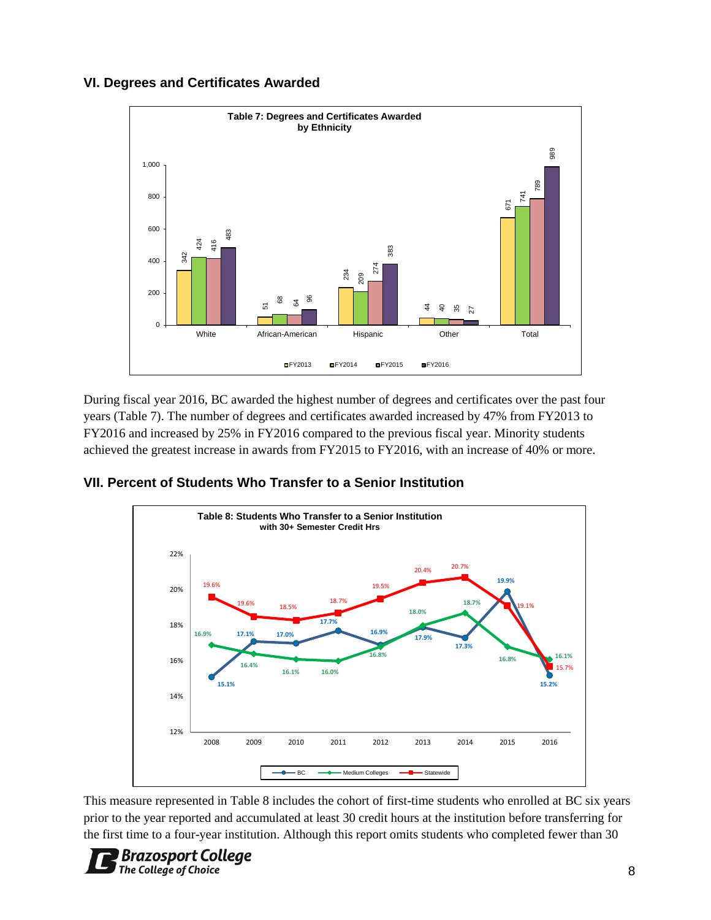## VI. Degrees and Certificates Awarded

**Table 7: Degrees and Certificates Awarded by Ethnicity**

| | FY2013 | FY2014 | FY2015 | FY2016 |
|---|---|---|---|---|
| White | 342 | 424 | 416 | 483 |
| African-American | 51 | 68 | 64 | 96 |
| Hispanic | 234 | 209 | 274 | 383 |
| Other | 44 | 40 | 35 | 27 |
| Total | 671 | 741 | 789 | 989 |

During fiscal year 2016, BC awarded the highest number of degrees and certificates over the past four years (Table 7). The number of degrees and certificates awarded increased by 47% from FY2013 to FY2016 and increased by 25% in FY2016 compared to the previous fiscal year. Minority students achieved the greatest increase in awards from FY2015 to FY2016, with an increase of 40% or more.

## VII. Percent of Students Who Transfer to a Senior Institution

**Table 8: Students Who Transfer to a Senior Institution with 30+ Semester Credit Hrs**

| | 2008 | 2009 | 2010 | 2011 | 2012 | 2013 | 2014 | 2015 | 2016 |
|---|---|---|---|---|---|---|---|---|---|
| BC | 15.1% | 17.1% | 17.0% | 17.7% | 16.9% | 17.9% | 17.3% | 19.9% | 15.2% |
| Medium Colleges | 16.9% | 16.4% | 16.1% | 16.0% | 16.8% | 18.0% | 18.7% | 16.8% | 16.1% |
| Statewide | 19.6% | 19.6% | 18.5% | 18.7% | 19.5% | 20.4% | 20.7% | 19.1% | 15.7% |

This measure represented in Table 8 includes the cohort of first-time students who enrolled at BC six years prior to the year reported and accumulated at least 30 credit hours at the institution before transferring for the first time to a four-year institution. Although this report omits students who completed fewer than 30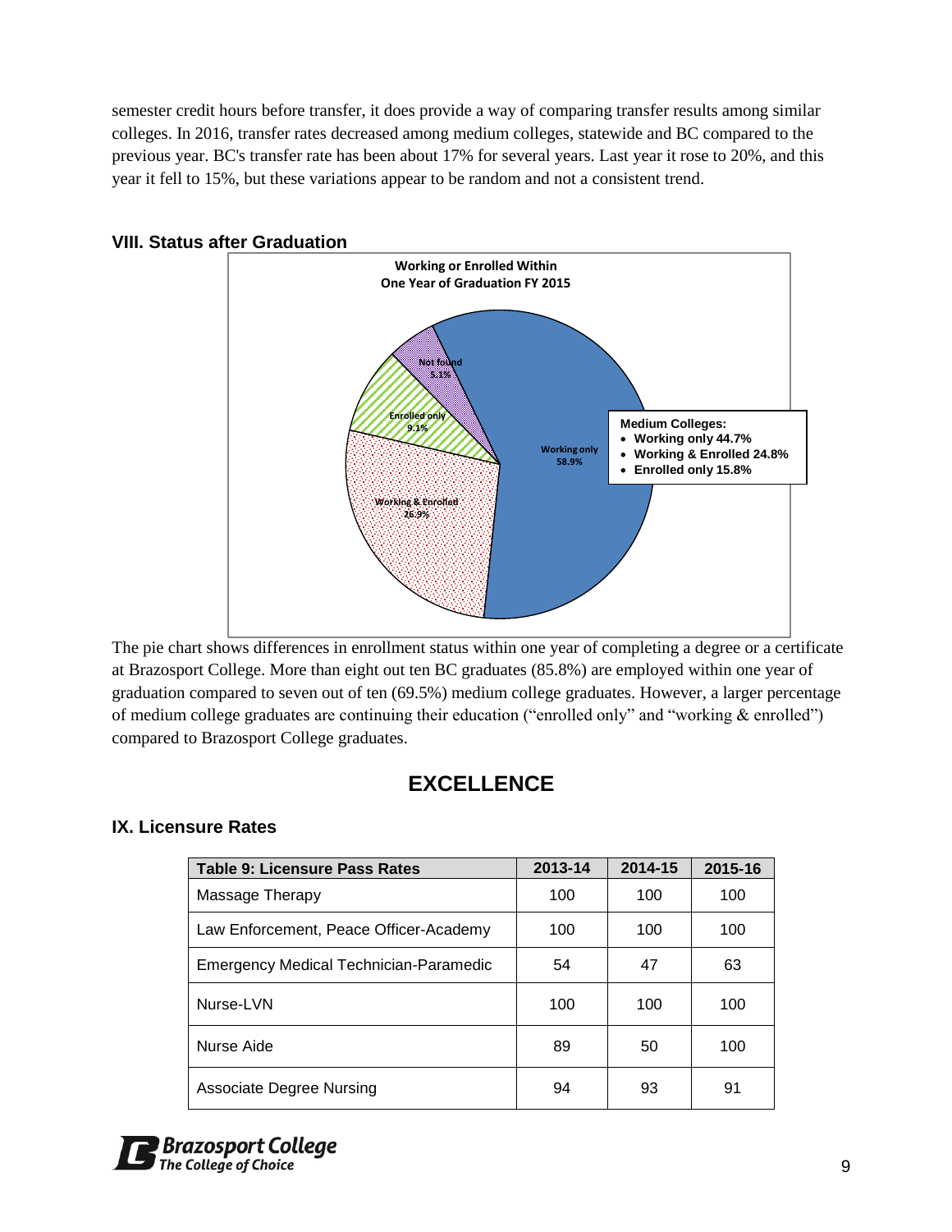semester credit hours before transfer, it does provide a way of comparing transfer results among similar colleges. In 2016, transfer rates decreased among medium colleges, statewide and BC compared to the previous year. BC's transfer rate has been about 17% for several years. Last year it rose to 20%, and this year it fell to 15%, but these variations appear to be random and not a consistent trend.

### VIII. Status after Graduation

**Working or Enrolled Within One Year of Graduation FY 2015**

- Working only 58.9%
- Working & Enrolled 26.9%
- Enrolled only 9.1%
- Not found 5.1%

**Medium Colleges:**
- Working only 44.7%
- Working & Enrolled 24.8%
- Enrolled only 15.8%

The pie chart shows differences in enrollment status within one year of completing a degree or a certificate at Brazosport College. More than eight out ten BC graduates (85.8%) are employed within one year of graduation compared to seven out of ten (69.5%) medium college graduates. However, a larger percentage of medium college graduates are continuing their education ("enrolled only" and "working & enrolled") compared to Brazosport College graduates.

## EXCELLENCE

### IX. Licensure Rates

| Table 9: Licensure Pass Rates | 2013-14 | 2014-15 | 2015-16 |
|---|---|---|---|
| Massage Therapy | 100 | 100 | 100 |
| Law Enforcement, Peace Officer-Academy | 100 | 100 | 100 |
| Emergency Medical Technician-Paramedic | 54 | 47 | 63 |
| Nurse-LVN | 100 | 100 | 100 |
| Nurse Aide | 89 | 50 | 100 |
| Associate Degree Nursing | 94 | 93 | 91 |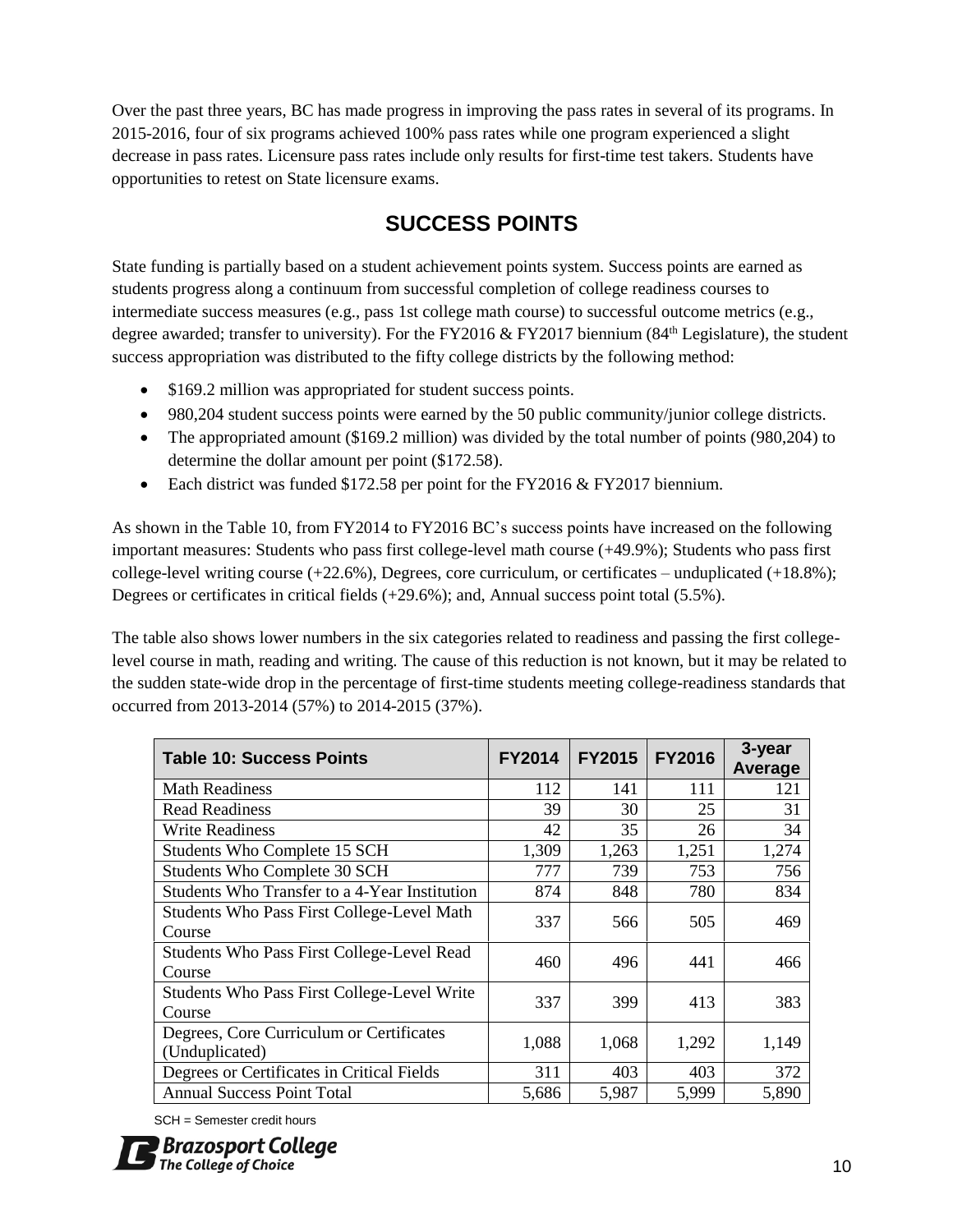Over the past three years, BC has made progress in improving the pass rates in several of its programs. In 2015-2016, four of six programs achieved 100% pass rates while one program experienced a slight decrease in pass rates. Licensure pass rates include only results for first-time test takers. Students have opportunities to retest on State licensure exams.

## SUCCESS POINTS

State funding is partially based on a student achievement points system. Success points are earned as students progress along a continuum from successful completion of college readiness courses to intermediate success measures (e.g., pass 1st college math course) to successful outcome metrics (e.g., degree awarded; transfer to university). For the FY2016 & FY2017 biennium (84th Legislature), the student success appropriation was distributed to the fifty college districts by the following method:

- \$169.2 million was appropriated for student success points.
- 980,204 student success points were earned by the 50 public community/junior college districts.
- The appropriated amount (\$169.2 million) was divided by the total number of points (980,204) to determine the dollar amount per point (\$172.58).
- Each district was funded \$172.58 per point for the FY2016 & FY2017 biennium.

As shown in the Table 10, from FY2014 to FY2016 BC's success points have increased on the following important measures: Students who pass first college-level math course (+49.9%); Students who pass first college-level writing course (+22.6%), Degrees, core curriculum, or certificates – unduplicated (+18.8%); Degrees or certificates in critical fields (+29.6%); and, Annual success point total (5.5%).

The table also shows lower numbers in the six categories related to readiness and passing the first college-level course in math, reading and writing. The cause of this reduction is not known, but it may be related to the sudden state-wide drop in the percentage of first-time students meeting college-readiness standards that occurred from 2013-2014 (57%) to 2014-2015 (37%).

| Table 10: Success Points | FY2014 | FY2015 | FY2016 | 3-year Average |
|---|---|---|---|---|
| Math Readiness | 112 | 141 | 111 | 121 |
| Read Readiness | 39 | 30 | 25 | 31 |
| Write Readiness | 42 | 35 | 26 | 34 |
| Students Who Complete 15 SCH | 1,309 | 1,263 | 1,251 | 1,274 |
| Students Who Complete 30 SCH | 777 | 739 | 753 | 756 |
| Students Who Transfer to a 4-Year Institution | 874 | 848 | 780 | 834 |
| Students Who Pass First College-Level Math Course | 337 | 566 | 505 | 469 |
| Students Who Pass First College-Level Read Course | 460 | 496 | 441 | 466 |
| Students Who Pass First College-Level Write Course | 337 | 399 | 413 | 383 |
| Degrees, Core Curriculum or Certificates (Unduplicated) | 1,088 | 1,068 | 1,292 | 1,149 |
| Degrees or Certificates in Critical Fields | 311 | 403 | 403 | 372 |
| Annual Success Point Total | 5,686 | 5,987 | 5,999 | 5,890 |

SCH = Semester credit hours